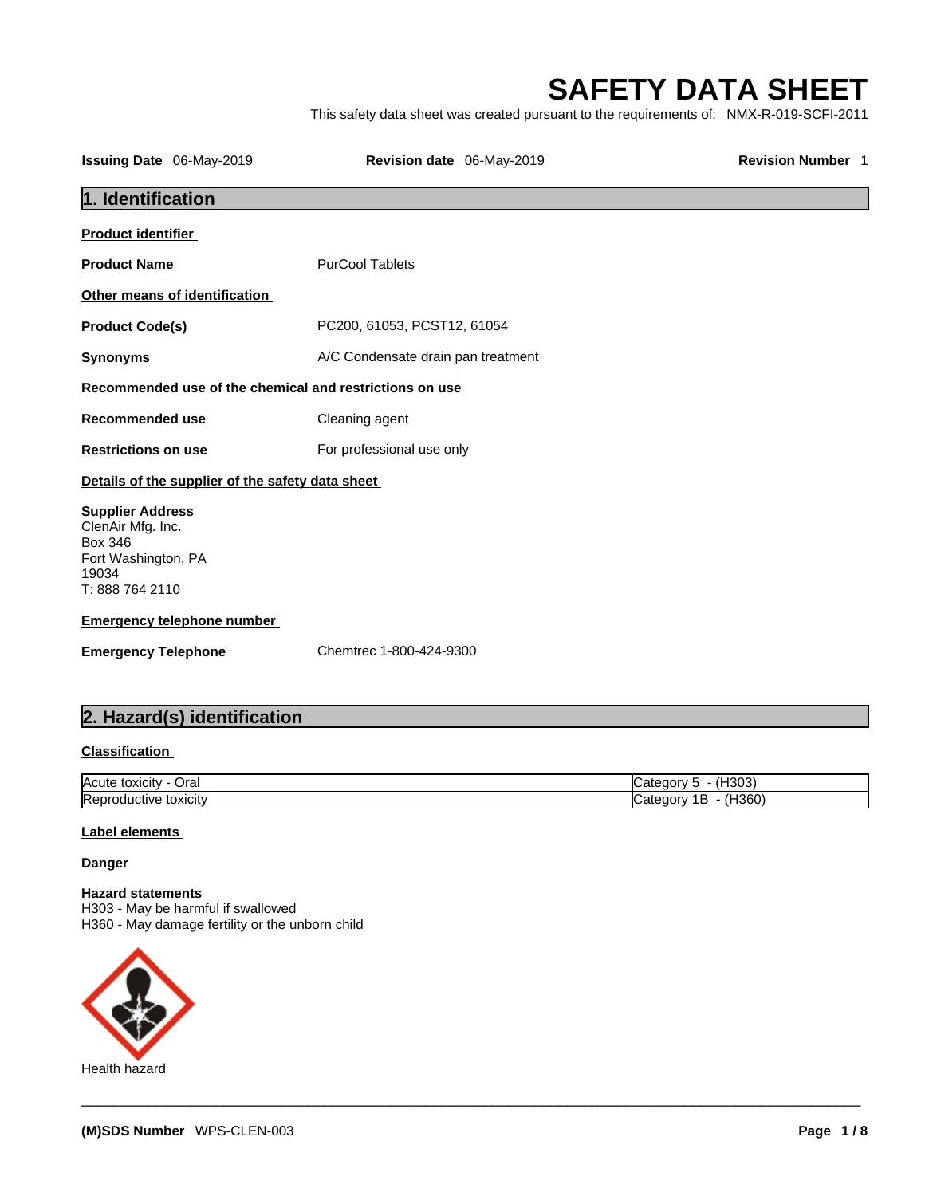# SAFETY DATA SHEET

This safety data sheet was created pursuant to the requirements of: NMX-R-019-SCFI-2011

**Issuing Date** 06-May-2019 **Revision date** 06-May-2019 **Revision Number** 1

## 1. Identification

**Product identifier**

**Product Name** PurCool Tablets

**Other means of identification**

**Product Code(s)** PC200, 61053, PCST12, 61054

**Synonyms** A/C Condensate drain pan treatment

**Recommended use of the chemical and restrictions on use**

**Recommended use** Cleaning agent

**Restrictions on use** For professional use only

**Details of the supplier of the safety data sheet**

**Supplier Address**
ClenAir Mfg. Inc.
Box 346
Fort Washington, PA
19034
T: 888 764 2110

**Emergency telephone number**

**Emergency Telephone** Chemtrec 1-800-424-9300

## 2. Hazard(s) identification

**Classification**

| | |
|---|---|
| Acute toxicity - Oral | Category 5 - (H303) |
| Reproductive toxicity | Category 1B - (H360) |

**Label elements**

**Danger**

**Hazard statements**
H303 - May be harmful if swallowed
H360 - May damage fertility or the unborn child

Health hazard

**(M)SDS Number** WPS-CLEN-003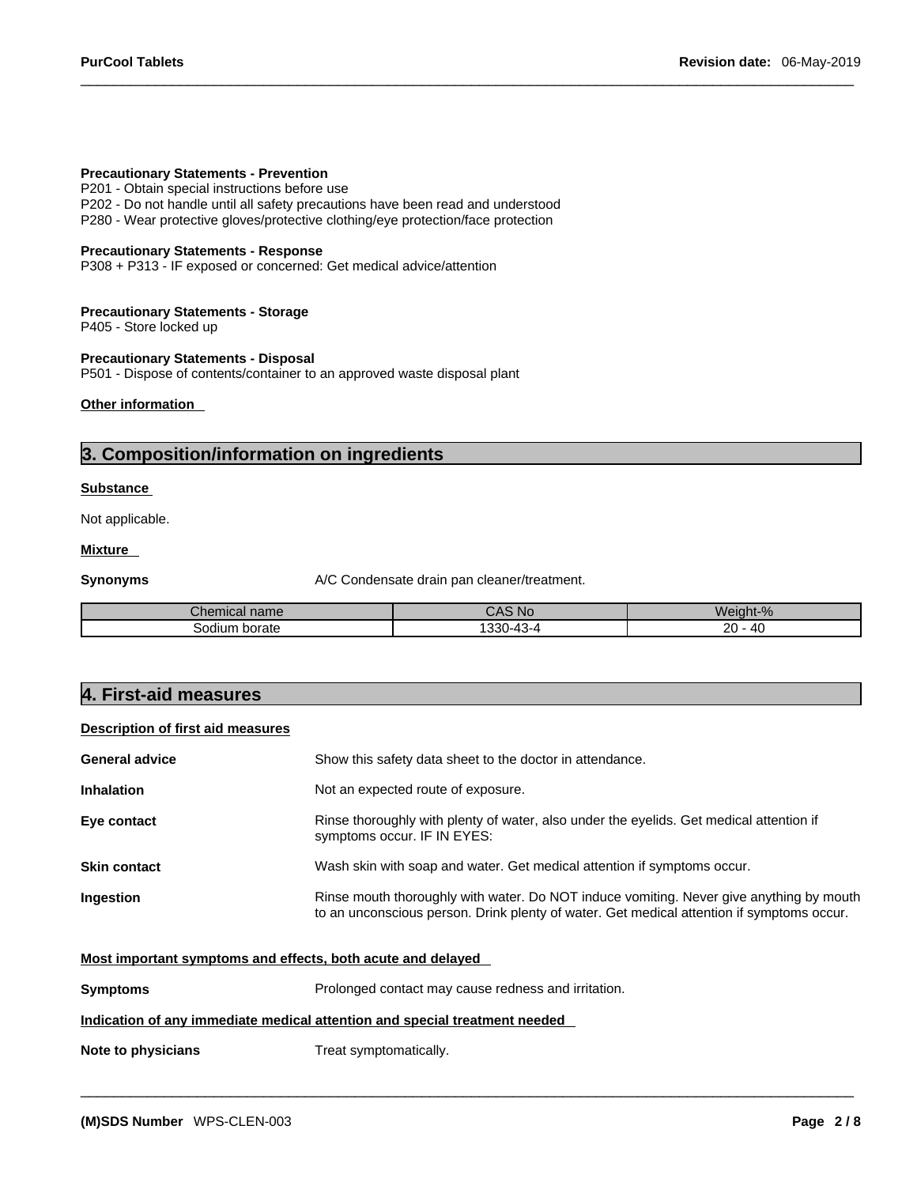**Precautionary Statements - Prevention**
P201 - Obtain special instructions before use
P202 - Do not handle until all safety precautions have been read and understood
P280 - Wear protective gloves/protective clothing/eye protection/face protection

**Precautionary Statements - Response**
P308 + P313 - IF exposed or concerned: Get medical advice/attention

**Precautionary Statements - Storage**
P405 - Store locked up

**Precautionary Statements - Disposal**
P501 - Dispose of contents/container to an approved waste disposal plant

**Other information**

## 3. Composition/information on ingredients

**Substance**

Not applicable.

**Mixture**

**Synonyms** A/C Condensate drain pan cleaner/treatment.

| Chemical name | CAS No | Weight-% |
|---|---|---|
| Sodium borate | 1330-43-4 | 20 - 40 |

## 4. First-aid measures

**Description of first aid measures**

**General advice** Show this safety data sheet to the doctor in attendance.

**Inhalation** Not an expected route of exposure.

**Eye contact** Rinse thoroughly with plenty of water, also under the eyelids. Get medical attention if symptoms occur. IF IN EYES:

**Skin contact** Wash skin with soap and water. Get medical attention if symptoms occur.

**Ingestion** Rinse mouth thoroughly with water. Do NOT induce vomiting. Never give anything by mouth to an unconscious person. Drink plenty of water. Get medical attention if symptoms occur.

**Most important symptoms and effects, both acute and delayed**

**Symptoms** Prolonged contact may cause redness and irritation.

**Indication of any immediate medical attention and special treatment needed**

**Note to physicians** Treat symptomatically.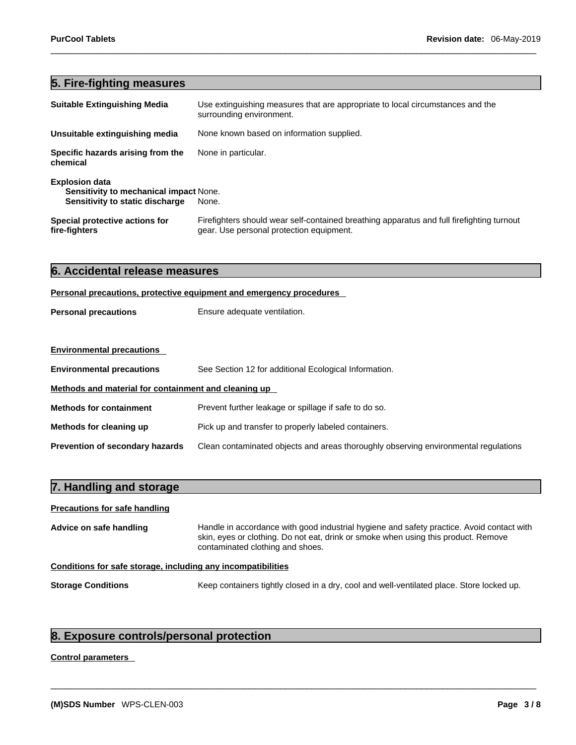## 5. Fire-fighting measures

**Suitable Extinguishing Media** Use extinguishing measures that are appropriate to local circumstances and the surrounding environment.

**Unsuitable extinguishing media** None known based on information supplied.

**Specific hazards arising from the chemical** None in particular.

**Explosion data**
**Sensitivity to mechanical impact** None.
**Sensitivity to static discharge** None.

**Special protective actions for fire-fighters** Firefighters should wear self-contained breathing apparatus and full firefighting turnout gear. Use personal protection equipment.

## 6. Accidental release measures

**Personal precautions, protective equipment and emergency procedures**

**Personal precautions** Ensure adequate ventilation.

**Environmental precautions**

**Environmental precautions** See Section 12 for additional Ecological Information.

**Methods and material for containment and cleaning up**

**Methods for containment** Prevent further leakage or spillage if safe to do so.

**Methods for cleaning up** Pick up and transfer to properly labeled containers.

**Prevention of secondary hazards** Clean contaminated objects and areas thoroughly observing environmental regulations

## 7. Handling and storage

**Precautions for safe handling**

**Advice on safe handling** Handle in accordance with good industrial hygiene and safety practice. Avoid contact with skin, eyes or clothing. Do not eat, drink or smoke when using this product. Remove contaminated clothing and shoes.

**Conditions for safe storage, including any incompatibilities**

**Storage Conditions** Keep containers tightly closed in a dry, cool and well-ventilated place. Store locked up.

## 8. Exposure controls/personal protection

**Control parameters**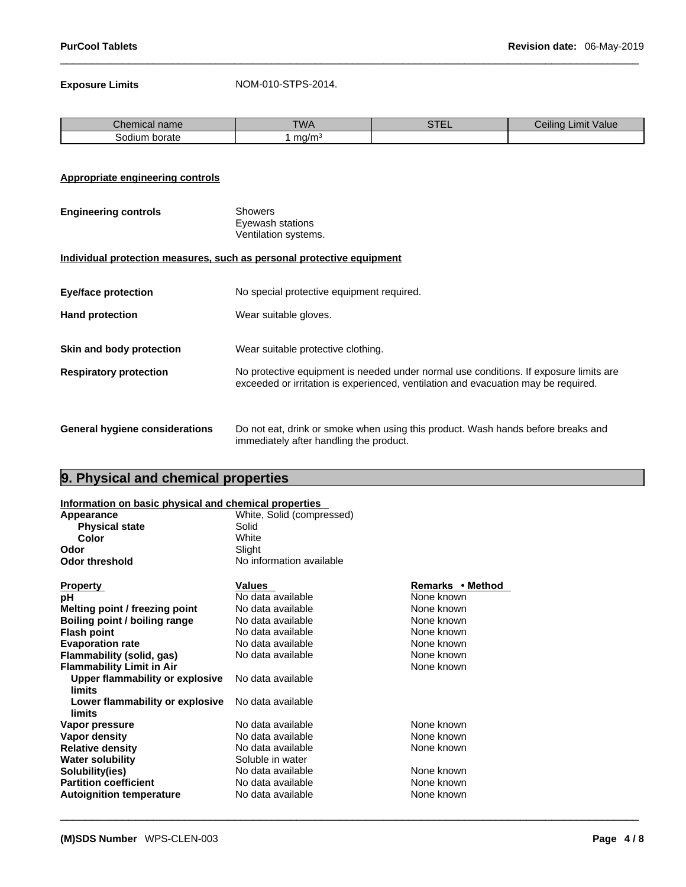**Exposure Limits** NOM-010-STPS-2014.

| Chemical name | TWA | STEL | Ceiling Limit Value |
|---|---|---|---|
| Sodium borate | 1 $mg/m^3$ | | |

**Appropriate engineering controls**

**Engineering controls**
Showers
Eyewash stations
Ventilation systems.

**Individual protection measures, such as personal protective equipment**

**Eye/face protection** No special protective equipment required.

**Hand protection** Wear suitable gloves.

**Skin and body protection** Wear suitable protective clothing.

**Respiratory protection** No protective equipment is needed under normal use conditions. If exposure limits are exceeded or irritation is experienced, ventilation and evacuation may be required.

**General hygiene considerations** Do not eat, drink or smoke when using this product. Wash hands before breaks and immediately after handling the product.

## 9. Physical and chemical properties

**Information on basic physical and chemical properties**

| | |
|---|---|
| **Appearance** | White, Solid (compressed) |
| **Physical state** | Solid |
| **Color** | White |
| **Odor** | Slight |
| **Odor threshold** | No information available |

| Property | Values | Remarks • Method |
|---|---|---|
| **pH** | No data available | None known |
| **Melting point / freezing point** | No data available | None known |
| **Boiling point / boiling range** | No data available | None known |
| **Flash point** | No data available | None known |
| **Evaporation rate** | No data available | None known |
| **Flammability (solid, gas)** | No data available | None known |
| **Flammability Limit in Air** | | None known |
| **Upper flammability or explosive limits** | No data available | |
| **Lower flammability or explosive limits** | No data available | |
| **Vapor pressure** | No data available | None known |
| **Vapor density** | No data available | None known |
| **Relative density** | No data available | None known |
| **Water solubility** | Soluble in water | |
| **Solubility(ies)** | No data available | None known |
| **Partition coefficient** | No data available | None known |
| **Autoignition temperature** | No data available | None known |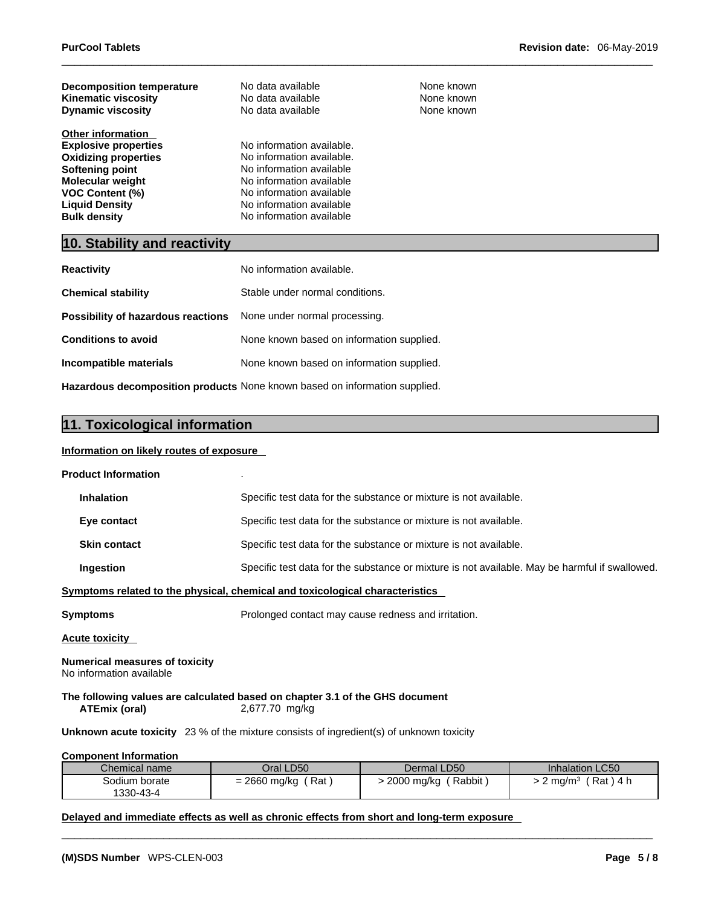| | | |
|---|---|---|
| **Decomposition temperature** | No data available | None known |
| **Kinematic viscosity** | No data available | None known |
| **Dynamic viscosity** | No data available | None known |

**Other information**

| | |
|---|---|
| **Explosive properties** | No information available. |
| **Oxidizing properties** | No information available. |
| **Softening point** | No information available |
| **Molecular weight** | No information available |
| **VOC Content (%)** | No information available |
| **Liquid Density** | No information available |
| **Bulk density** | No information available |

## 10. Stability and reactivity

**Reactivity** No information available.

**Chemical stability** Stable under normal conditions.

**Possibility of hazardous reactions** None under normal processing.

**Conditions to avoid** None known based on information supplied.

**Incompatible materials** None known based on information supplied.

**Hazardous decomposition products** None known based on information supplied.

## 11. Toxicological information

**Information on likely routes of exposure**

**Product Information** .

**Inhalation** Specific test data for the substance or mixture is not available.

**Eye contact** Specific test data for the substance or mixture is not available.

**Skin contact** Specific test data for the substance or mixture is not available.

**Ingestion** Specific test data for the substance or mixture is not available. May be harmful if swallowed.

**Symptoms related to the physical, chemical and toxicological characteristics**

**Symptoms** Prolonged contact may cause redness and irritation.

**Acute toxicity**

**Numerical measures of toxicity**
No information available

**The following values are calculated based on chapter 3.1 of the GHS document**
**ATEmix (oral)** 2,677.70 mg/kg

**Unknown acute toxicity** 23 % of the mixture consists of ingredient(s) of unknown toxicity

**Component Information**

| Chemical name | Oral LD50 | Dermal LD50 | Inhalation LC50 |
|---|---|---|---|
| Sodium borate 1330-43-4 | = 2660 mg/kg ( Rat ) | > 2000 mg/kg ( Rabbit ) | > 2 mg/m³ ( Rat ) 4 h |

**Delayed and immediate effects as well as chronic effects from short and long-term exposure**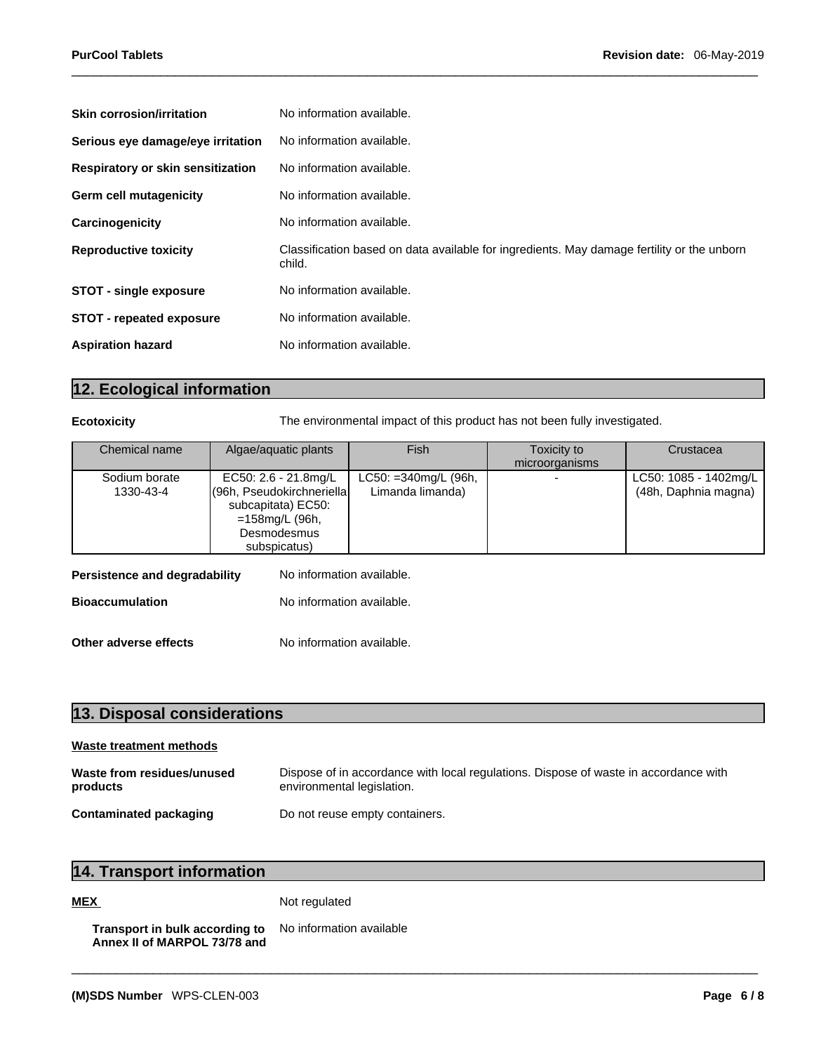**Skin corrosion/irritation** No information available.

**Serious eye damage/eye irritation** No information available.

**Respiratory or skin sensitization** No information available.

**Germ cell mutagenicity** No information available.

**Carcinogenicity** No information available.

**Reproductive toxicity** Classification based on data available for ingredients. May damage fertility or the unborn child.

**STOT - single exposure** No information available.

**STOT - repeated exposure** No information available.

**Aspiration hazard** No information available.

## 12. Ecological information

**Ecotoxicity** The environmental impact of this product has not been fully investigated.

| Chemical name | Algae/aquatic plants | Fish | Toxicity to microorganisms | Crustacea |
|---|---|---|---|---|
| Sodium borate 1330-43-4 | EC50: 2.6 - 21.8mg/L (96h, Pseudokirchneriella subcapitata) EC50: =158mg/L (96h, Desmodesmus subspicatus) | LC50: =340mg/L (96h, Limanda limanda) | - | LC50: 1085 - 1402mg/L (48h, Daphnia magna) |

**Persistence and degradability** No information available.

**Bioaccumulation** No information available.

**Other adverse effects** No information available.

## 13. Disposal considerations

**Waste treatment methods**

**Waste from residues/unused products** Dispose of in accordance with local regulations. Dispose of waste in accordance with environmental legislation.

**Contaminated packaging** Do not reuse empty containers.

## 14. Transport information

**MEX** Not regulated

**Transport in bulk according to Annex II of MARPOL 73/78 and** No information available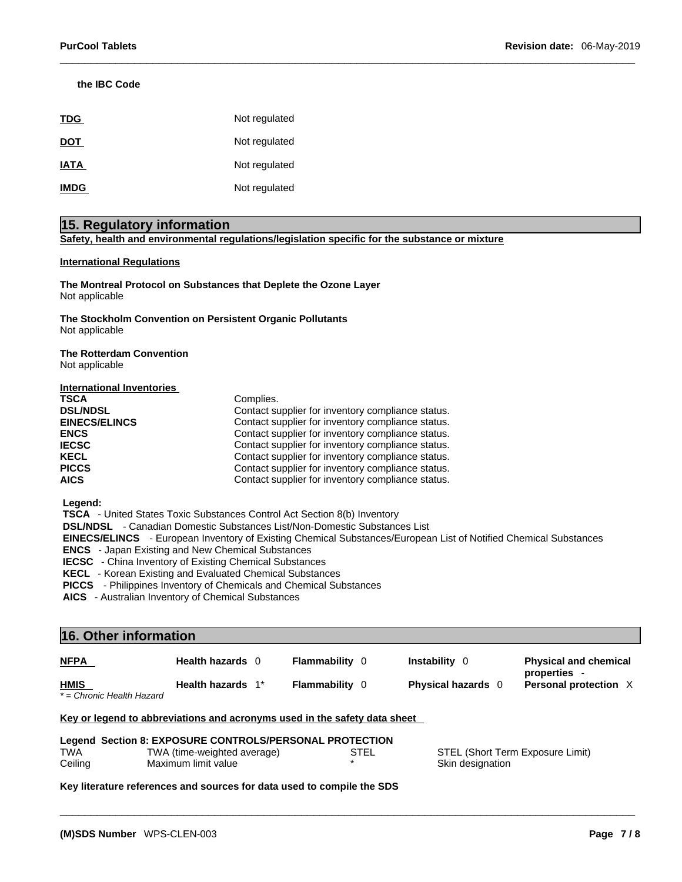**the IBC Code**

| | |
|---|---|
| **TDG** | Not regulated |
| **DOT** | Not regulated |
| **IATA** | Not regulated |
| **IMDG** | Not regulated |

## 15. Regulatory information

**Safety, health and environmental regulations/legislation specific for the substance or mixture**

**International Regulations**

**The Montreal Protocol on Substances that Deplete the Ozone Layer**
Not applicable

**The Stockholm Convention on Persistent Organic Pollutants**
Not applicable

**The Rotterdam Convention**
Not applicable

**International Inventories**

| | |
|---|---|
| **TSCA** | Complies. |
| **DSL/NDSL** | Contact supplier for inventory compliance status. |
| **EINECS/ELINCS** | Contact supplier for inventory compliance status. |
| **ENCS** | Contact supplier for inventory compliance status. |
| **IECSC** | Contact supplier for inventory compliance status. |
| **KECL** | Contact supplier for inventory compliance status. |
| **PICCS** | Contact supplier for inventory compliance status. |
| **AICS** | Contact supplier for inventory compliance status. |

**Legend:**
**TSCA** - United States Toxic Substances Control Act Section 8(b) Inventory
**DSL/NDSL** - Canadian Domestic Substances List/Non-Domestic Substances List
**EINECS/ELINCS** - European Inventory of Existing Chemical Substances/European List of Notified Chemical Substances
**ENCS** - Japan Existing and New Chemical Substances
**IECSC** - China Inventory of Existing Chemical Substances
**KECL** - Korean Existing and Evaluated Chemical Substances
**PICCS** - Philippines Inventory of Chemicals and Chemical Substances
**AICS** - Australian Inventory of Chemical Substances

## 16. Other information

| | | | | |
|---|---|---|---|---|
| **NFPA** | **Health hazards** 0 | **Flammability** 0 | **Instability** 0 | **Physical and chemical properties** - |
| **HMIS** | **Health hazards** 1* | **Flammability** 0 | **Physical hazards** 0 | **Personal protection** X |

*\* = Chronic Health Hazard*

**Key or legend to abbreviations and acronyms used in the safety data sheet**

**Legend Section 8: EXPOSURE CONTROLS/PERSONAL PROTECTION**

| | | | |
|---|---|---|---|
| TWA | TWA (time-weighted average) | STEL | STEL (Short Term Exposure Limit) |
| Ceiling | Maximum limit value | * | Skin designation |

**Key literature references and sources for data used to compile the SDS**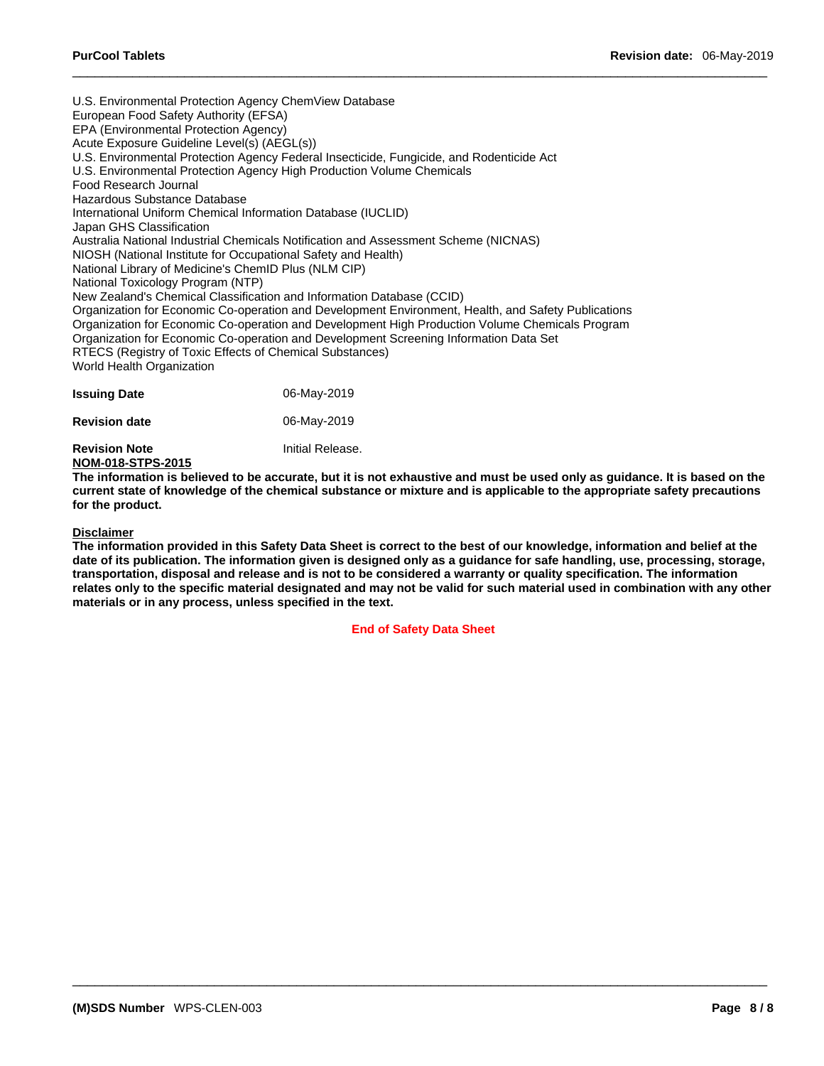U.S. Environmental Protection Agency ChemView Database
European Food Safety Authority (EFSA)
EPA (Environmental Protection Agency)
Acute Exposure Guideline Level(s) (AEGL(s))
U.S. Environmental Protection Agency Federal Insecticide, Fungicide, and Rodenticide Act
U.S. Environmental Protection Agency High Production Volume Chemicals
Food Research Journal
Hazardous Substance Database
International Uniform Chemical Information Database (IUCLID)
Japan GHS Classification
Australia National Industrial Chemicals Notification and Assessment Scheme (NICNAS)
NIOSH (National Institute for Occupational Safety and Health)
National Library of Medicine's ChemID Plus (NLM CIP)
National Toxicology Program (NTP)
New Zealand's Chemical Classification and Information Database (CCID)
Organization for Economic Co-operation and Development Environment, Health, and Safety Publications
Organization for Economic Co-operation and Development High Production Volume Chemicals Program
Organization for Economic Co-operation and Development Screening Information Data Set
RTECS (Registry of Toxic Effects of Chemical Substances)
World Health Organization

**Issuing Date** 06-May-2019

**Revision date** 06-May-2019

**Revision Note** Initial Release.

**NOM-018-STPS-2015**

**The information is believed to be accurate, but it is not exhaustive and must be used only as guidance. It is based on the current state of knowledge of the chemical substance or mixture and is applicable to the appropriate safety precautions for the product.**

**Disclaimer**

**The information provided in this Safety Data Sheet is correct to the best of our knowledge, information and belief at the date of its publication. The information given is designed only as a guidance for safe handling, use, processing, storage, transportation, disposal and release and is not to be considered a warranty or quality specification. The information relates only to the specific material designated and may not be valid for such material used in combination with any other materials or in any process, unless specified in the text.**

**End of Safety Data Sheet**